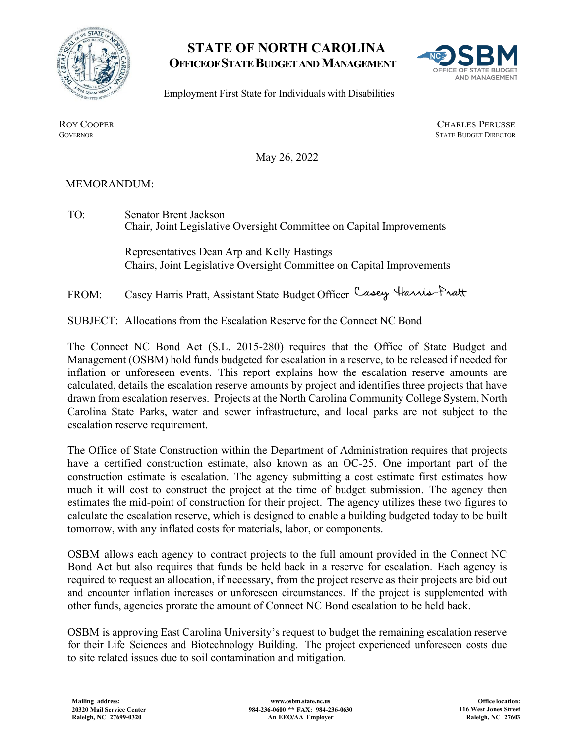# STATE OF NORTH CAROLINA
## OFFICE OF STATE BUDGET AND MANAGEMENT

Employment First State for Individuals with Disabilities

ROY COOPER
GOVERNOR

CHARLES PERUSSE
STATE BUDGET DIRECTOR

May 26, 2022

MEMORANDUM:

TO: Senator Brent Jackson
Chair, Joint Legislative Oversight Committee on Capital Improvements

Representatives Dean Arp and Kelly Hastings
Chairs, Joint Legislative Oversight Committee on Capital Improvements

FROM: Casey Harris Pratt, Assistant State Budget Officer *Casey Harris-Pratt*

SUBJECT: Allocations from the Escalation Reserve for the Connect NC Bond

The Connect NC Bond Act (S.L. 2015-280) requires that the Office of State Budget and Management (OSBM) hold funds budgeted for escalation in a reserve, to be released if needed for inflation or unforeseen events. This report explains how the escalation reserve amounts are calculated, details the escalation reserve amounts by project and identifies three projects that have drawn from escalation reserves. Projects at the North Carolina Community College System, North Carolina State Parks, water and sewer infrastructure, and local parks are not subject to the escalation reserve requirement.

The Office of State Construction within the Department of Administration requires that projects have a certified construction estimate, also known as an OC-25. One important part of the construction estimate is escalation. The agency submitting a cost estimate first estimates how much it will cost to construct the project at the time of budget submission. The agency then estimates the mid-point of construction for their project. The agency utilizes these two figures to calculate the escalation reserve, which is designed to enable a building budgeted today to be built tomorrow, with any inflated costs for materials, labor, or components.

OSBM allows each agency to contract projects to the full amount provided in the Connect NC Bond Act but also requires that funds be held back in a reserve for escalation. Each agency is required to request an allocation, if necessary, from the project reserve as their projects are bid out and encounter inflation increases or unforeseen circumstances. If the project is supplemented with other funds, agencies prorate the amount of Connect NC Bond escalation to be held back.

OSBM is approving East Carolina University's request to budget the remaining escalation reserve for their Life Sciences and Biotechnology Building. The project experienced unforeseen costs due to site related issues due to soil contamination and mitigation.

**Mailing address:**
**20320 Mail Service Center**
**Raleigh, NC 27699-0320**

**www.osbm.state.nc.us**
**984-236-0600 ** FAX: 984-236-0630**
**An EEO/AA Employer**

**Office location:**
**116 West Jones Street**
**Raleigh, NC 27603**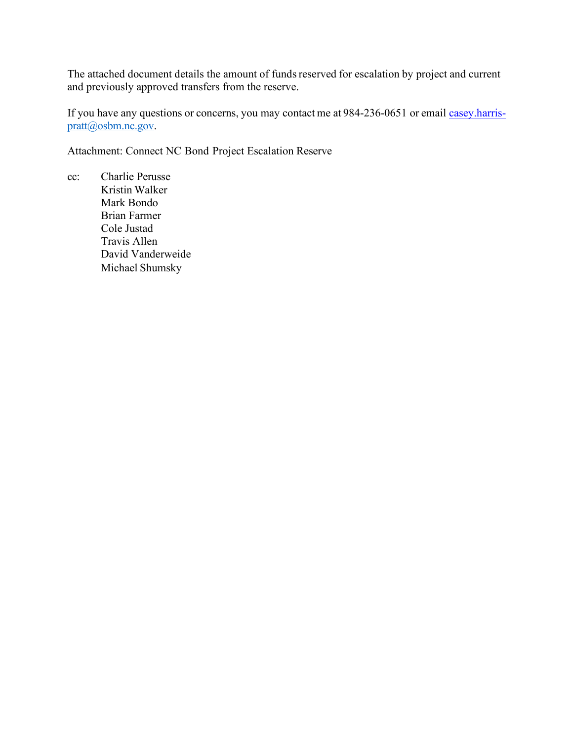The attached document details the amount of funds reserved for escalation by project and current and previously approved transfers from the reserve.

If you have any questions or concerns, you may contact me at 984-236-0651 or email [casey.harris-pratt@osbm.nc.gov](mailto:casey.harris-pratt@osbm.nc.gov).

Attachment: Connect NC Bond Project Escalation Reserve

cc: Charlie Perusse
Kristin Walker
Mark Bondo
Brian Farmer
Cole Justad
Travis Allen
David Vanderweide
Michael Shumsky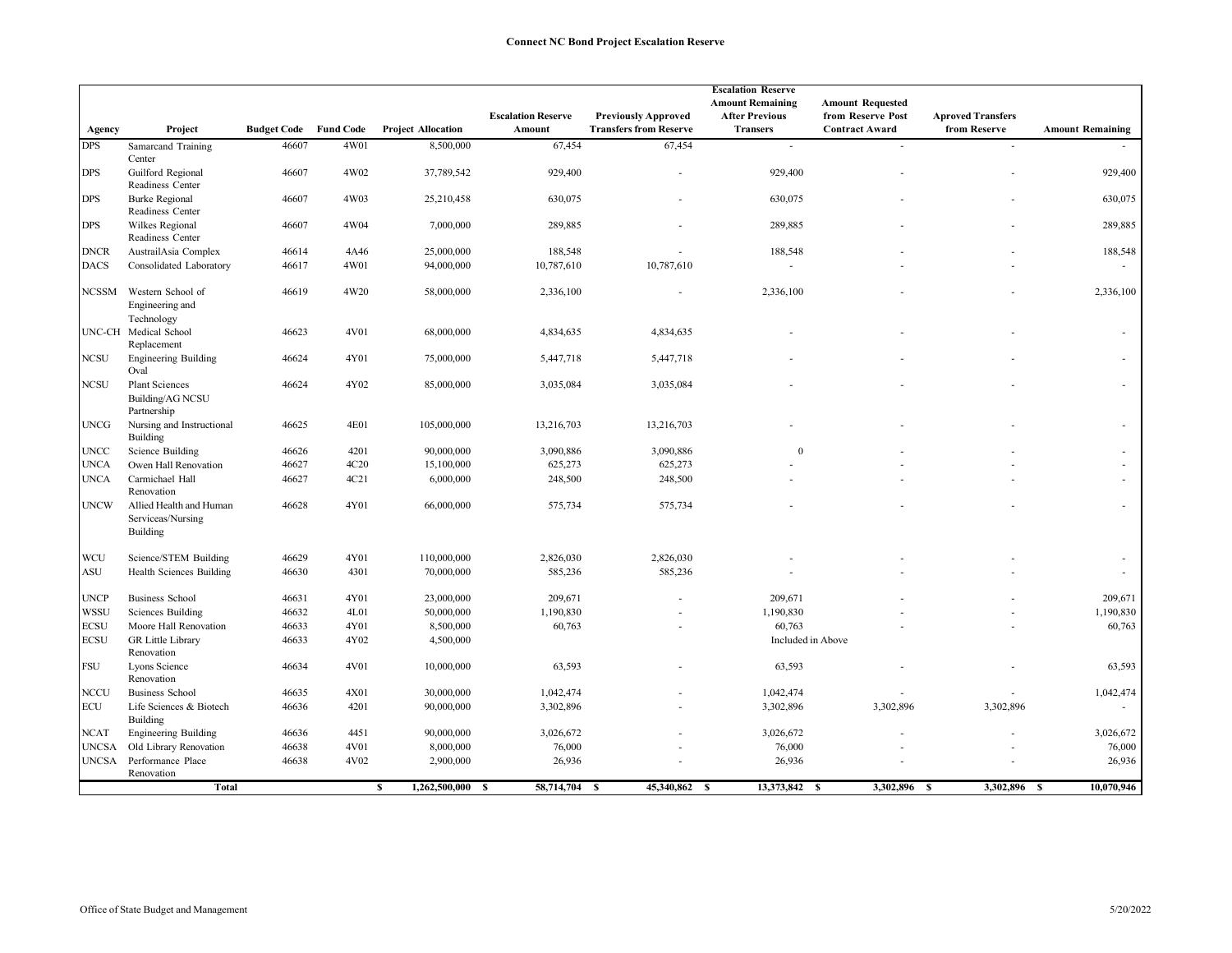# Connect NC Bond Project Escalation Reserve

| Agency | Project | Budget Code | Fund Code | Project Allocation | Escalation Reserve Amount | Previously Approved Transfers from Reserve | Escalation Reserve Amount Remaining After Previous Transers | Amount Requested from Reserve Post Contract Award | Aproved Transfers from Reserve | Amount Remaining |
|---|---|---|---|---|---|---|---|---|---|---|
| DPS | Samarcand Training Center | 46607 | 4W01 | 8,500,000 | 67,454 | 67,454 | - | - | - | - |
| DPS | Guilford Regional Readiness Center | 46607 | 4W02 | 37,789,542 | 929,400 | - | 929,400 | - | - | 929,400 |
| DPS | Burke Regional Readiness Center | 46607 | 4W03 | 25,210,458 | 630,075 | - | 630,075 | - | - | 630,075 |
| DPS | Wilkes Regional Readiness Center | 46607 | 4W04 | 7,000,000 | 289,885 | - | 289,885 | - | - | 289,885 |
| DNCR | AustrailAsia Complex | 46614 | 4A46 | 25,000,000 | 188,548 | - | 188,548 | - | - | 188,548 |
| DACS | Consolidated Laboratory | 46617 | 4W01 | 94,000,000 | 10,787,610 | 10,787,610 | - | - | - | - |
| NCSSM | Western School of Engineering and Technology | 46619 | 4W20 | 58,000,000 | 2,336,100 | - | 2,336,100 | - | - | 2,336,100 |
| UNC-CH | Medical School Replacement | 46623 | 4V01 | 68,000,000 | 4,834,635 | 4,834,635 | - | - | - | - |
| NCSU | Engineering Building Oval | 46624 | 4Y01 | 75,000,000 | 5,447,718 | 5,447,718 | - | - | - | - |
| NCSU | Plant Sciences Building/AG NCSU Partnership | 46624 | 4Y02 | 85,000,000 | 3,035,084 | 3,035,084 | - | - | - | - |
| UNCG | Nursing and Instructional Building | 46625 | 4E01 | 105,000,000 | 13,216,703 | 13,216,703 | - | - | - | - |
| UNCC | Science Building | 46626 | 4201 | 90,000,000 | 3,090,886 | 3,090,886 | 0 | - | - | - |
| UNCA | Owen Hall Renovation | 46627 | 4C20 | 15,100,000 | 625,273 | 625,273 | - | - | - | - |
| UNCA | Carmichael Hall Renovation | 46627 | 4C21 | 6,000,000 | 248,500 | 248,500 | - | - | - | - |
| UNCW | Allied Health and Human Serviceas/Nursing Building | 46628 | 4Y01 | 66,000,000 | 575,734 | 575,734 | - | - | - | - |
| WCU | Science/STEM Building | 46629 | 4Y01 | 110,000,000 | 2,826,030 | 2,826,030 | - | - | - | - |
| ASU | Health Sciences Building | 46630 | 4301 | 70,000,000 | 585,236 | 585,236 | - | - | - | - |
| UNCP | Business School | 46631 | 4Y01 | 23,000,000 | 209,671 | - | 209,671 | - | - | 209,671 |
| WSSU | Sciences Building | 46632 | 4L01 | 50,000,000 | 1,190,830 | - | 1,190,830 | - | - | 1,190,830 |
| ECSU | Moore Hall Renovation | 46633 | 4Y01 | 8,500,000 | 60,763 | - | 60,763 | - | - | 60,763 |
| ECSU | GR Little Library Renovation | 46633 | 4Y02 | 4,500,000 | | | Included in Above | | | |
| FSU | Lyons Science Renovation | 46634 | 4V01 | 10,000,000 | 63,593 | - | 63,593 | - | - | 63,593 |
| NCCU | Business School | 46635 | 4X01 | 30,000,000 | 1,042,474 | - | 1,042,474 | - | - | 1,042,474 |
| ECU | Life Sciences & Biotech Building | 46636 | 4201 | 90,000,000 | 3,302,896 | - | 3,302,896 | 3,302,896 | 3,302,896 | - |
| NCAT | Engineering Building | 46636 | 4451 | 90,000,000 | 3,026,672 | - | 3,026,672 | - | - | 3,026,672 |
| UNCSA | Old Library Renovation | 46638 | 4V01 | 8,000,000 | 76,000 | - | 76,000 | - | - | 76,000 |
| UNCSA | Performance Place Renovation | 46638 | 4V02 | 2,900,000 | 26,936 | - | 26,936 | - | - | 26,936 |
| | **Total** | | | **$ 1,262,500,000** | **$ 58,714,704** | **$ 45,340,862** | **$ 13,373,842** | **$ 3,302,896** | **$ 3,302,896** | **$ 10,070,946** |

Office of State Budget and Management

5/20/2022